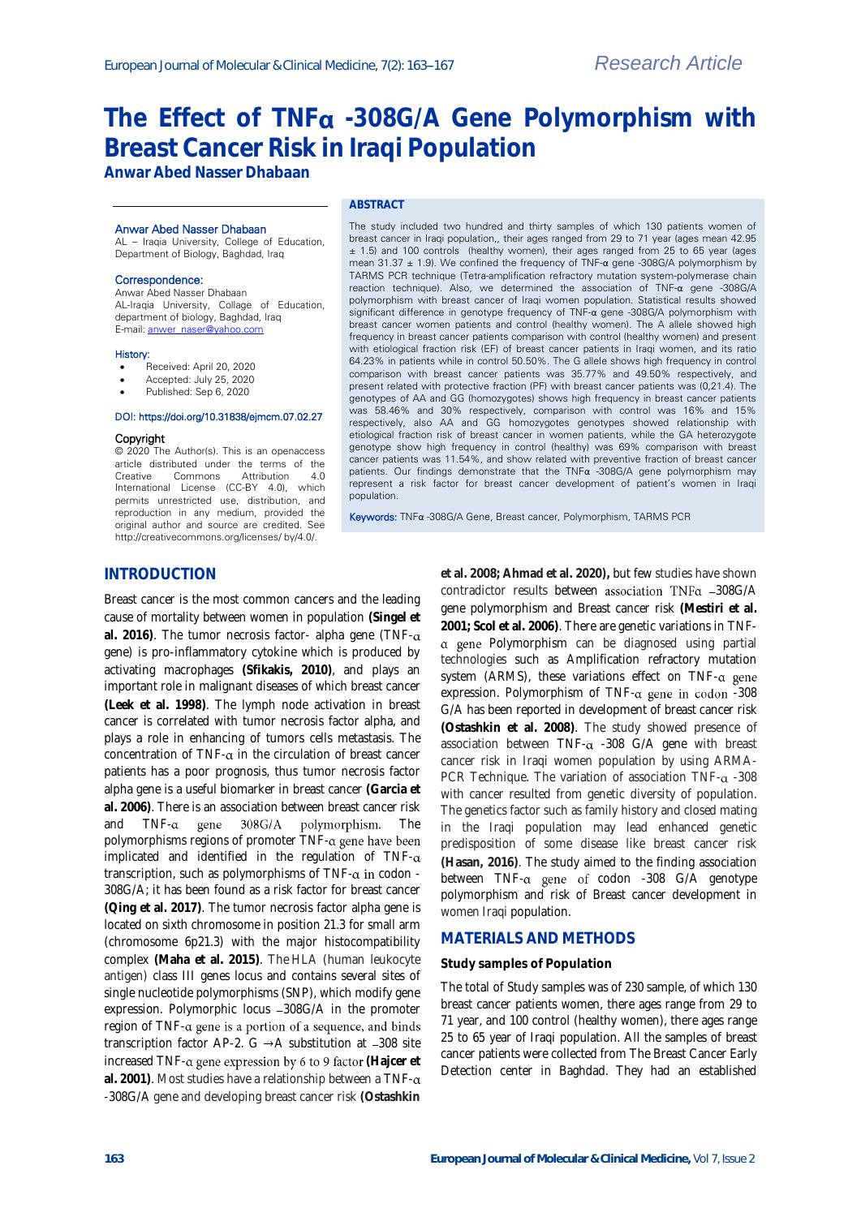Research Article

# The Effect of TNFα -308G/A Gene Polymorphism with Breast Cancer Risk in Iraqi Population

**Anwar Abed Nasser Dhabaan**

Anwar Abed Nasser Dhabaan
AL – Iraqia University, College of Education, Department of Biology, Baghdad, Iraq

Correspondence:
Anwar Abed Nasser Dhabaan
AL-Iraqia University, Collage of Education, department of biology, Baghdad, Iraq
E-mail: anwer_naser@yahoo.com

History:

- Received: April 20, 2020
- Accepted: July 25, 2020
- Published: Sep 6, 2020

DOI: https://doi.org/10.31838/ejmcm.07.02.27

Copyright
© 2020 The Author(s). This is an openaccess article distributed under the terms of the Creative Commons Attribution 4.0 International License (CC-BY 4.0), which permits unrestricted use, distribution, and reproduction in any medium, provided the original author and source are credited. See http://creativecommons.org/licenses/ by/4.0/.

## ABSTRACT

The study included two hundred and thirty samples of which 130 patients women of breast cancer in Iraqi population,, their ages ranged from 29 to 71 year (ages mean 42.95 ± 1.5) and 100 controls (healthy women), their ages ranged from 25 to 65 year (ages mean 31.37 ± 1.9). We confined the frequency of TNF-α gene -308G/A polymorphism by TARMS PCR technique (Tetra-amplification refractory mutation system-polymerase chain reaction technique). Also, we determined the association of TNF-α gene -308G/A polymorphism with breast cancer of Iraqi women population. Statistical results showed significant difference in genotype frequency of TNF-α gene -308G/A polymorphism with breast cancer women patients and control (healthy women). The A allele showed high frequency in breast cancer patients comparison with control (healthy women) and present with etiological fraction risk (EF) of breast cancer patients in Iraqi women, and its ratio 64.23% in patients while in control 50.50%. The G allele shows high frequency in control comparison with breast cancer patients was 35.77% and 49.50% respectively, and present related with protective fraction (PF) with breast cancer patients was (0,21.4). The genotypes of AA and GG (homozygotes) shows high frequency in breast cancer patients was 58.46% and 30% respectively, comparison with control was 16% and 15% respectively, also AA and GG homozygotes genotypes showed relationship with etiological fraction risk of breast cancer in women patients, while the GA heterozygote genotype show high frequency in control (healthy) was 69% comparison with breast cancer patients was 11.54%, and show related with preventive fraction of breast cancer patients. Our findings demonstrate that the TNFα -308G/A gene polymorphism may represent a risk factor for breast cancer development of patient's women in Iraqi population.

**Keywords:** TNFα -308G/A Gene, Breast cancer, Polymorphism, TARMS PCR

## INTRODUCTION

Breast cancer is the most common cancers and the leading cause of mortality between women in population **(Singel et al. 2016)**. The tumor necrosis factor- alpha gene (TNF-α gene) is pro-inflammatory cytokine which is produced by activating macrophages **(Sfikakis, 2010)**, and plays an important role in malignant diseases of which breast cancer **(Leek et al. 1998)**. The lymph node activation in breast cancer is correlated with tumor necrosis factor alpha, and plays a role in enhancing of tumors cells metastasis. The concentration of TNF-α in the circulation of breast cancer patients has a poor prognosis, thus tumor necrosis factor alpha gene is a useful biomarker in breast cancer **(Garcia et al. 2006)**. There is an association between breast cancer risk and TNF-α gene 308G/A polymorphism. The polymorphisms regions of promoter TNF-α gene have been implicated and identified in the regulation of TNF-α transcription, such as polymorphisms of TNF-α in codon -308G/A; it has been found as a risk factor for breast cancer **(Qing et al. 2017)**. The tumor necrosis factor alpha gene is located on sixth chromosome in position 21.3 for small arm (chromosome 6p21.3) with the major histocompatibility complex **(Maha et al. 2015)**. The HLA (human leukocyte antigen) class III genes locus and contains several sites of single nucleotide polymorphisms (SNP), which modify gene expression. Polymorphic locus −308G/A in the promoter region of TNF-α gene is a portion of a sequence, and binds transcription factor AP-2. G →A substitution at −308 site increased TNF-α gene expression by 6 to 9 factor **(Hajcer et al. 2001)**. Most studies have a relationship between a TNF-α -308G/A gene and developing breast cancer risk **(Ostashkin et al. 2008; Ahmad et al. 2020),** but few studies have shown contradictor results between association TNFα −308G/A gene polymorphism and Breast cancer risk **(Mestiri et al. 2001; Scol et al. 2006)**. There are genetic variations in TNF-α gene Polymorphism can be diagnosed using partial technologies such as Amplification refractory mutation system (ARMS), these variations effect on TNF-α gene expression. Polymorphism of TNF-α gene in codon -308 G/A has been reported in development of breast cancer risk **(Ostashkin et al. 2008)**. The study showed presence of association between TNF-α -308 G/A gene with breast cancer risk in Iraqi women population by using ARMA-PCR Technique. The variation of association TNF-α -308 with cancer resulted from genetic diversity of population. The genetics factor such as family history and closed mating in the Iraqi population may lead enhanced genetic predisposition of some disease like breast cancer risk **(Hasan, 2016)**. The study aimed to the finding association between TNF-α gene of codon -308 G/A genotype polymorphism and risk of Breast cancer development in women Iraqi population.

## MATERIALS AND METHODS

### Study samples of Population

The total of Study samples was of 230 sample, of which 130 breast cancer patients women, there ages range from 29 to 71 year, and 100 control (healthy women), there ages range 25 to 65 year of Iraqi population. All the samples of breast cancer patients were collected from The Breast Cancer Early Detection center in Baghdad. They had an established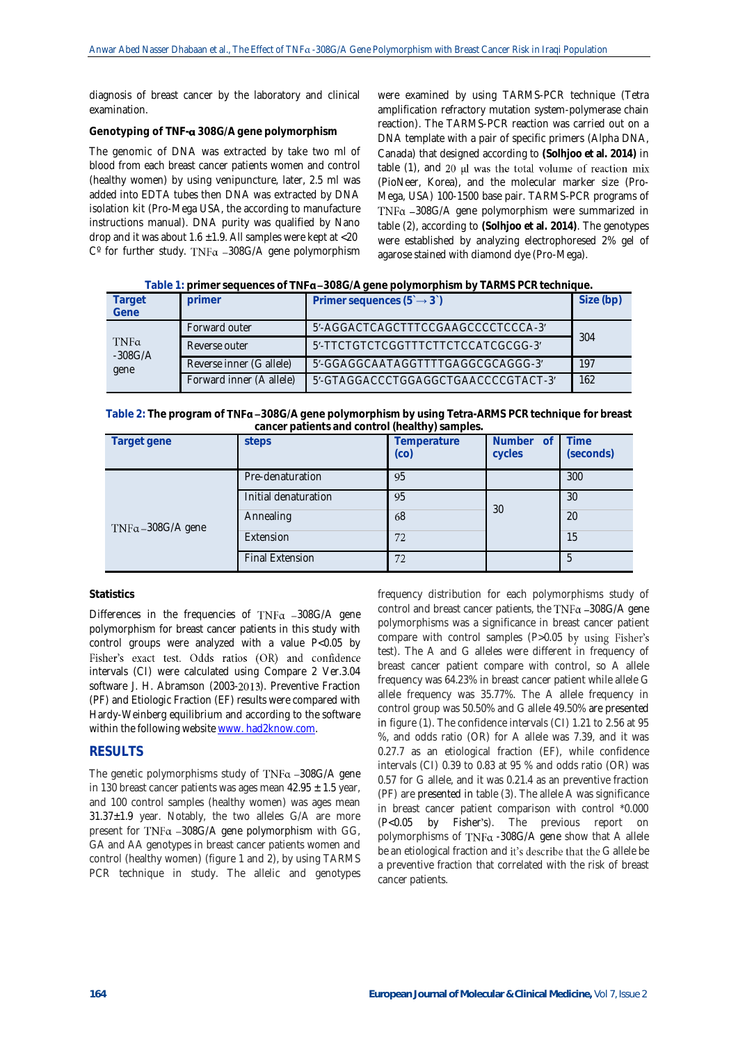diagnosis of breast cancer by the laboratory and clinical examination.

**Genotyping of TNF-α 308G/A gene polymorphism**

The genomic of DNA was extracted by take two ml of blood from each breast cancer patients women and control (healthy women) by using venipuncture, later, 2.5 ml was added into EDTA tubes then DNA was extracted by DNA isolation kit (Pro-Mega USA, the according to manufacture instructions manual). DNA purity was qualified by Nano drop and it was about 1.6 ±1.9. All samples were kept at <20 Cº for further study. TNFα −308G/A gene polymorphism were examined by using TARMS-PCR technique (Tetra amplification refractory mutation system-polymerase chain reaction). The TARMS-PCR reaction was carried out on a DNA template with a pair of specific primers (Alpha DNA, Canada) that designed according to **(Solhjoo et al. 2014)** in table (1), and 20 µl was the total volume of reaction mix (PioNeer, Korea), and the molecular marker size (Pro-Mega, USA) 100-1500 base pair. TARMS-PCR programs of TNFα −308G/A gene polymorphism were summarized in table (2), according to **(Solhjoo et al. 2014)**. The genotypes were established by analyzing electrophoresed 2% gel of agarose stained with diamond dye (Pro-Mega).

**Table 1: primer sequences of TNFα−308G/A gene polymorphism by TARMS PCR technique.**

| Target Gene | primer | Primer sequences (5`→ 3`) | Size (bp) |
|---|---|---|---|
| TNFα -308G/A gene | Forward outer | 5'-AGGACTCAGCTTTCCGAAGCCCCTCCCA-3' | 304 |
| | Reverse outer | 5'-TTCTGTCTCGGTTTCTTCTCCATCGCGG-3' | |
| | Reverse inner (G allele) | 5'-GGAGGCAATAGGTTTTGAGGCGCAGGG-3' | 197 |
| | Forward inner (A allele) | 5'-GTAGGACCCTGGAGGCTGAACCCCGTACT-3' | 162 |

**Table 2: The program of TNFα−308G/A gene polymorphism by using Tetra-ARMS PCR technique for breast cancer patients and control (healthy) samples.**

| Target gene | steps | Temperature (co) | Number of cycles | Time (seconds) |
|---|---|---|---|---|
| TNFα−308G/A gene | Pre-denaturation | 95 | | 300 |
| | Initial denaturation | 95 | 30 | 30 |
| | Annealing | 68 | | 20 |
| | Extension | 72 | | 15 |
| | Final Extension | 72 | | 5 |

**Statistics**

Differences in the frequencies of TNFα −308G/A gene polymorphism for breast cancer patients in this study with control groups were analyzed with a value P<0.05 by Fisher's exact test. Odds ratios (OR) and confidence intervals (CI) were calculated using Compare 2 Ver.3.04 software J. H. Abramson (2003-2013). Preventive Fraction (PF) and Etiologic Fraction (EF) results were compared with Hardy-Weinberg equilibrium and according to the software within the following website www. had2know.com.

## RESULTS

The genetic polymorphisms study of TNFα −308G/A gene in 130 breast cancer patients was ages mean 42.95 ± 1.5 year, and 100 control samples (healthy women) was ages mean 31.37±1.9 year. Notably, the two alleles G/A are more present for TNFα −308G/A gene polymorphism with GG, GA and AA genotypes in breast cancer patients women and control (healthy women) (figure 1 and 2), by using TARMS PCR technique in study. The allelic and genotypes frequency distribution for each polymorphisms study of control and breast cancer patients, the TNFα −308G/A gene polymorphisms was a significance in breast cancer patient compare with control samples (P>0.05 by using Fisher's test). The A and G alleles were different in frequency of breast cancer patient compare with control, so A allele frequency was 64.23% in breast cancer patient while allele G allele frequency was 35.77%. The A allele frequency in control group was 50.50% and G allele 49.50% are presented in figure (1). The confidence intervals (CI) 1.21 to 2.56 at 95 %, and odds ratio (OR) for A allele was 7.39, and it was 0.27.7 as an etiological fraction (EF), while confidence intervals (CI) 0.39 to 0.83 at 95 % and odds ratio (OR) was 0.57 for G allele, and it was 0.21.4 as an preventive fraction (PF) are presented in table (3). The allele A was significance in breast cancer patient comparison with control *0.000 (P<0.05 by Fisher's). The previous report on polymorphisms of TNFα -308G/A gene show that A allele be an etiological fraction and it's describe that the G allele be a preventive fraction that correlated with the risk of breast cancer patients.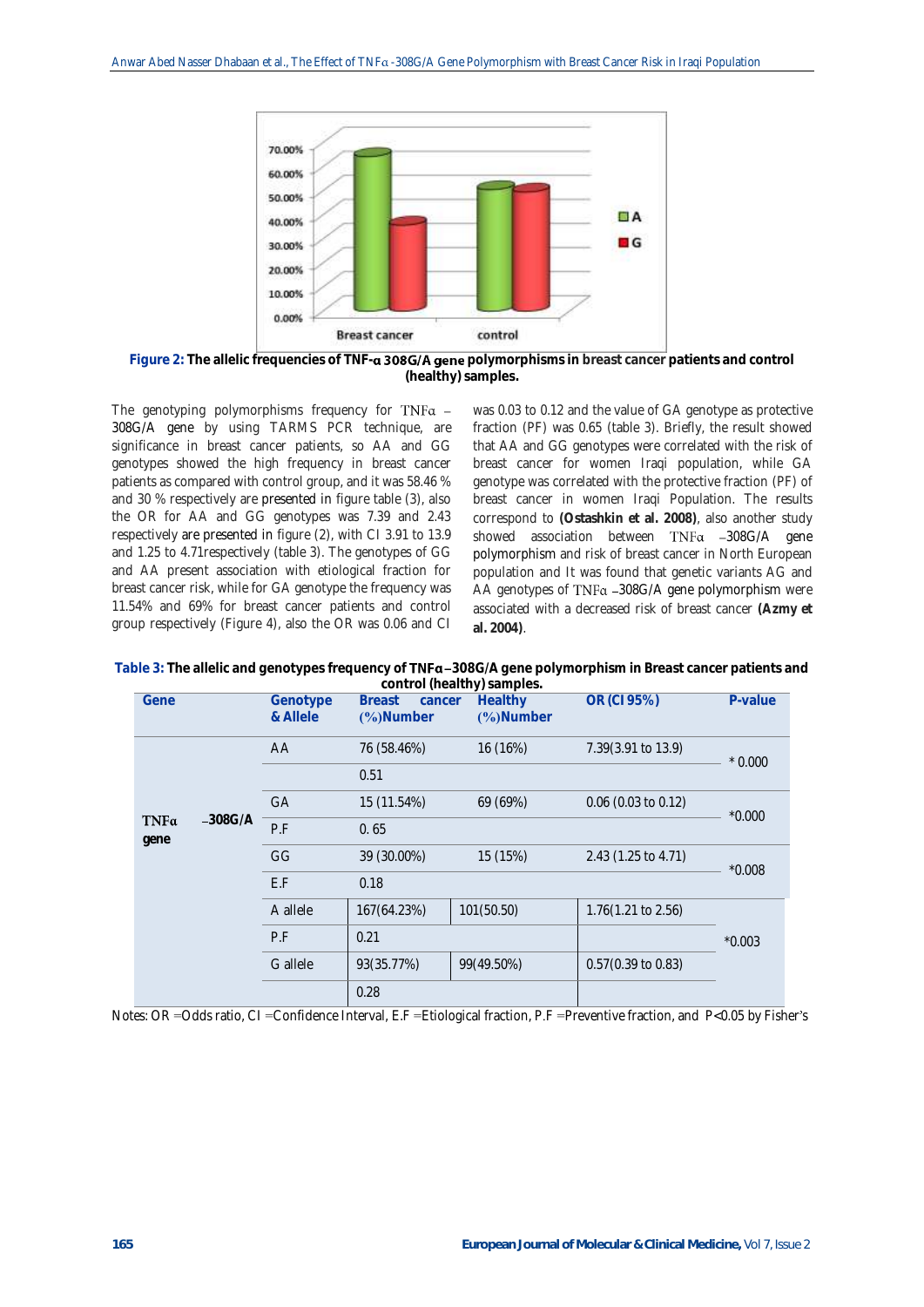70.00%
60.00%
50.00%
40.00%
30.00%
20.00%
10.00%
0.00%
Breast cancer
control
A
G

**Figure 2: The allelic frequencies of TNF-α 308G/A gene polymorphisms in breast cancer patients and control (healthy) samples.**

The genotyping polymorphisms frequency for TNFα –308G/A gene by using TARMS PCR technique, are significance in breast cancer patients, so AA and GG genotypes showed the high frequency in breast cancer patients as compared with control group, and it was 58.46 % and 30 % respectively are presented in figure table (3), also the OR for AA and GG genotypes was 7.39 and 2.43 respectively are presented in figure (2), with CI 3.91 to 13.9 and 1.25 to 4.71respectively (table 3). The genotypes of GG and AA present association with etiological fraction for breast cancer risk, while for GA genotype the frequency was 11.54% and 69% for breast cancer patients and control group respectively (Figure 4), also the OR was 0.06 and CI was 0.03 to 0.12 and the value of GA genotype as protective fraction (PF) was 0.65 (table 3). Briefly, the result showed that AA and GG genotypes were correlated with the risk of breast cancer for women Iraqi population, while GA genotype was correlated with the protective fraction (PF) of breast cancer in women Iraqi Population. The results correspond to **(Ostashkin et al. 2008)**, also another study showed association between TNFα –308G/A gene polymorphism and risk of breast cancer in North European population and It was found that genetic variants AG and AA genotypes of TNFα –308G/A gene polymorphism were associated with a decreased risk of breast cancer **(Azmy et al. 2004)**.

**Table 3: The allelic and genotypes frequency of TNFα–308G/A gene polymorphism in Breast cancer patients and control (healthy) samples.**

| Gene | Genotype & Allele | Breast cancer (%)Number | Healthy (%)Number | OR (CI 95%) | P-value |
|---|---|---|---|---|---|
| TNFα –308G/A gene | AA | 76 (58.46%) | 16 (16%) | 7.39(3.91 to 13.9) | * 0.000 |
| | | 0.51 | | | |
| | GA | 15 (11.54%) | 69 (69%) | 0.06 (0.03 to 0.12) | *0.000 |
| | P.F | 0. 65 | | | |
| | GG | 39 (30.00%) | 15 (15%) | 2.43 (1.25 to 4.71) | *0.008 |
| | E.F | 0.18 | | | |
| | A allele | 167(64.23%) | 101(50.50) | 1.76(1.21 to 2.56) | *0.003 |
| | P.F | 0.21 | | | |
| | G allele | 93(35.77%) | 99(49.50%) | 0.57(0.39 to 0.83) | |
| | | 0.28 | | | |

Notes: OR =Odds ratio, CI =Confidence Interval, E.F =Etiological fraction, P.F =Preventive fraction, and P<0.05 by Fisher's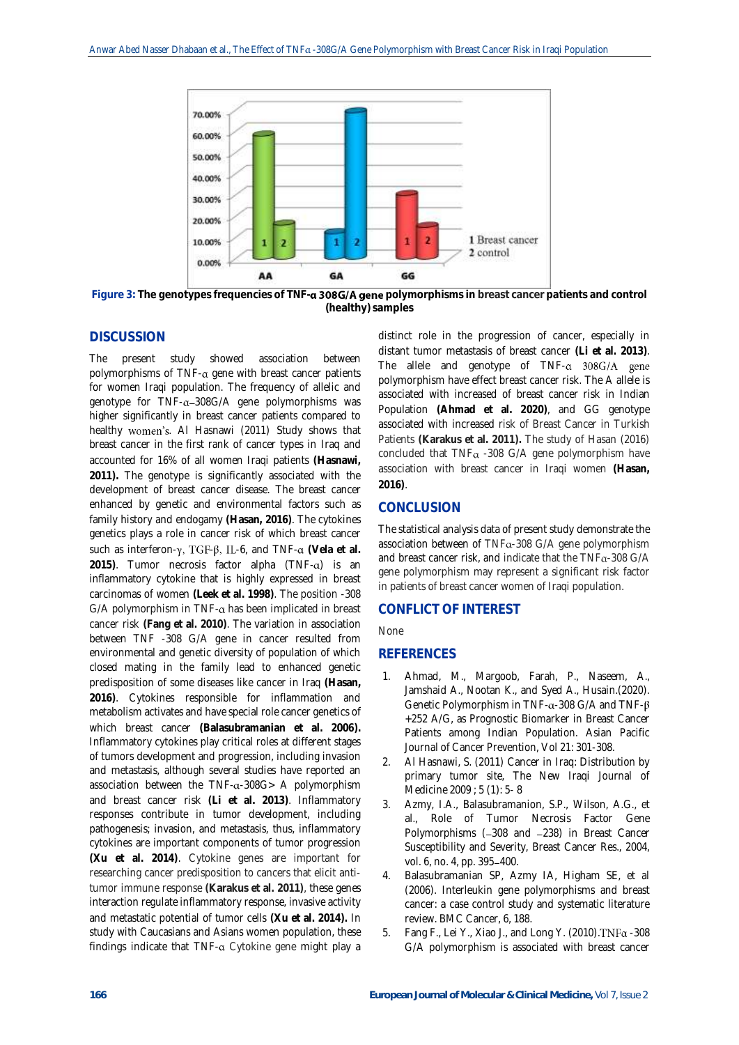70.00%
60.00%
50.00%
40.00%
30.00%
20.00%
10.00%
0.00%

1 2 1 2 1 2

AA GA GG

1 Breast cancer
2 control

**Figure 3: The genotypes frequencies of TNF-α 308G/A gene polymorphisms in breast cancer patients and control (healthy) samples**

## DISCUSSION

The present study showed association between polymorphisms of TNF-α gene with breast cancer patients for women Iraqi population. The frequency of allelic and genotype for TNF-α–308G/A gene polymorphisms was higher significantly in breast cancer patients compared to healthy women's. Al Hasnawi (2011) Study shows that breast cancer in the first rank of cancer types in Iraq and accounted for 16% of all women Iraqi patients **(Hasnawi, 2011).** The genotype is significantly associated with the development of breast cancer disease. The breast cancer enhanced by genetic and environmental factors such as family history and endogamy **(Hasan, 2016)**. The cytokines genetics plays a role in cancer risk of which breast cancer such as interferon-γ, TGF-β, IL-6, and TNF-α **(Vela et al. 2015)**. Tumor necrosis factor alpha (TNF-α) is an inflammatory cytokine that is highly expressed in breast carcinomas of women **(Leek et al. 1998)**. The position -308 G/A polymorphism in TNF-α has been implicated in breast cancer risk **(Fang et al. 2010)**. The variation in association between TNF -308 G/A gene in cancer resulted from environmental and genetic diversity of population of which closed mating in the family lead to enhanced genetic predisposition of some diseases like cancer in Iraq **(Hasan, 2016)**. Cytokines responsible for inflammation and metabolism activates and have special role cancer genetics of which breast cancer **(Balasubramanian et al. 2006).** Inflammatory cytokines play critical roles at different stages of tumors development and progression, including invasion and metastasis, although several studies have reported an association between the TNF-α-308G> A polymorphism and breast cancer risk **(Li et al. 2013)**. Inflammatory responses contribute in tumor development, including pathogenesis; invasion, and metastasis, thus, inflammatory cytokines are important components of tumor progression **(Xu et al. 2014)**. Cytokine genes are important for researching cancer predisposition to cancers that elicit anti-tumor immune response **(Karakus et al. 2011)**, these genes interaction regulate inflammatory response, invasive activity and metastatic potential of tumor cells **(Xu et al. 2014).** In study with Caucasians and Asians women population, these findings indicate that TNF-α Cytokine gene might play a distinct role in the progression of cancer, especially in distant tumor metastasis of breast cancer **(Li et al. 2013)**. The allele and genotype of TNF-α 308G/A gene polymorphism have effect breast cancer risk. The A allele is associated with increased of breast cancer risk in Indian Population **(Ahmad et al. 2020)**, and GG genotype associated with increased risk of Breast Cancer in Turkish Patients **(Karakus et al. 2011).** The study of Hasan (2016) concluded that TNFα -308 G/A gene polymorphism have association with breast cancer in Iraqi women **(Hasan, 2016)**.

## CONCLUSION

The statistical analysis data of present study demonstrate the association between of TNFα-308 G/A gene polymorphism and breast cancer risk, and indicate that the TNFα-308 G/A gene polymorphism may represent a significant risk factor in patients of breast cancer women of Iraqi population.

## CONFLICT OF INTEREST

None

## REFERENCES

1. Ahmad, M., Margoob, Farah, P., Naseem, A., Jamshaid A., Nootan K., and Syed A., Husain.(2020). Genetic Polymorphism in TNF-α-308 G/A and TNF-β +252 A/G, as Prognostic Biomarker in Breast Cancer Patients among Indian Population. Asian Pacific Journal of Cancer Prevention, Vol 21: 301-308.
2. Al Hasnawi, S. (2011) Cancer in Iraq: Distribution by primary tumor site, The New Iraqi Journal of Medicine 2009 ; 5 (1): 5- 8
3. Azmy, I.A., Balasubramanion, S.P., Wilson, A.G., et al., Role of Tumor Necrosis Factor Gene Polymorphisms (–308 and –238) in Breast Cancer Susceptibility and Severity, Breast Cancer Res., 2004, vol. 6, no. 4, pp. 395–400.
4. Balasubramanian SP, Azmy IA, Higham SE, et al (2006). Interleukin gene polymorphisms and breast cancer: a case control study and systematic literature review. BMC Cancer, 6, 188.
5. Fang F., Lei Y., Xiao J., and Long Y. (2010).TNFα -308 G/A polymorphism is associated with breast cancer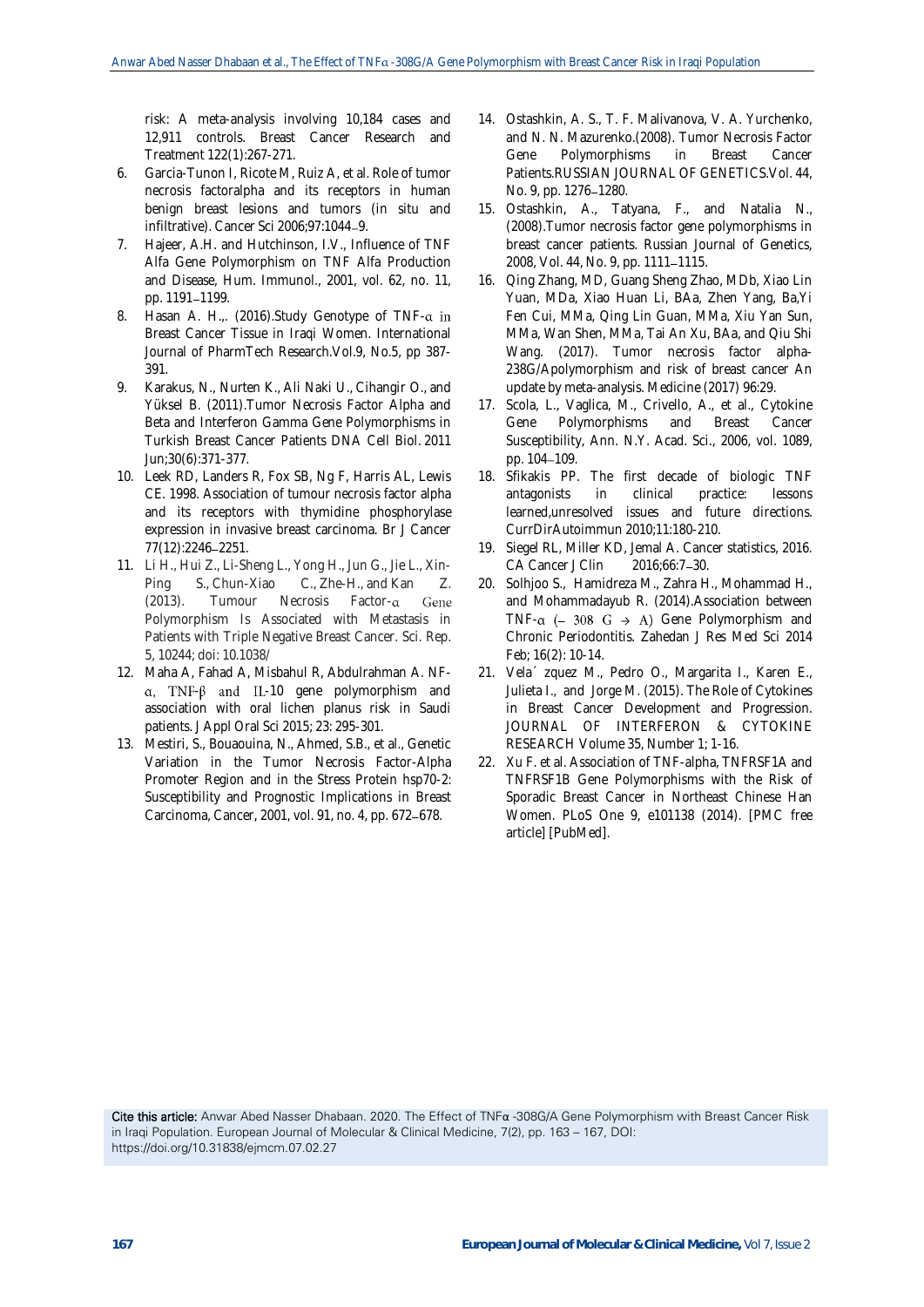risk: A meta-analysis involving 10,184 cases and 12,911 controls. Breast Cancer Research and Treatment 122(1):267-271.

6. Garcia-Tunon I, Ricote M, Ruiz A, et al. Role of tumor necrosis factoralpha and its receptors in human benign breast lesions and tumors (in situ and infiltrative). Cancer Sci 2006;97:1044–9.
7. Hajeer, A.H. and Hutchinson, I.V., Influence of TNF Alfa Gene Polymorphism on TNF Alfa Production and Disease, Hum. Immunol., 2001, vol. 62, no. 11, pp. 1191–1199.
8. Hasan A. H.,. (2016).Study Genotype of TNF-α in Breast Cancer Tissue in Iraqi Women. International Journal of PharmTech Research.Vol.9, No.5, pp 387-391.
9. Karakus, N., Nurten K., Ali Naki U., Cihangir O., and Yüksel B. (2011).Tumor Necrosis Factor Alpha and Beta and Interferon Gamma Gene Polymorphisms in Turkish Breast Cancer Patients DNA Cell Biol. 2011 Jun;30(6):371-377.
10. Leek RD, Landers R, Fox SB, Ng F, Harris AL, Lewis CE. 1998. Association of tumour necrosis factor alpha and its receptors with thymidine phosphorylase expression in invasive breast carcinoma. Br J Cancer 77(12):2246–2251.
11. Li H., Hui Z., Li-Sheng L., Yong H., Jun G., Jie L., Xin-Ping S., Chun-Xiao C., Zhe-H., and Kan Z. (2013). Tumour Necrosis Factor-α Gene Polymorphism Is Associated with Metastasis in Patients with Triple Negative Breast Cancer. Sci. Rep. 5, 10244; doi: 10.1038/
12. Maha A, Fahad A, Misbahul R, Abdulrahman A. NF-α, TNF-β and IL-10 gene polymorphism and association with oral lichen planus risk in Saudi patients. J Appl Oral Sci 2015; 23: 295-301.
13. Mestiri, S., Bouaouina, N., Ahmed, S.B., et al., Genetic Variation in the Tumor Necrosis Factor-Alpha Promoter Region and in the Stress Protein hsp70-2: Susceptibility and Prognostic Implications in Breast Carcinoma, Cancer, 2001, vol. 91, no. 4, pp. 672–678.
14. Ostashkin, A. S., T. F. Malivanova, V. A. Yurchenko, and N. N. Mazurenko.(2008). Tumor Necrosis Factor Gene Polymorphisms in Breast Cancer Patients.RUSSIAN JOURNAL OF GENETICS.Vol. 44, No. 9, pp. 1276–1280.
15. Ostashkin, A., Tatyana, F., and Natalia N., (2008).Tumor necrosis factor gene polymorphisms in breast cancer patients. Russian Journal of Genetics, 2008, Vol. 44, No. 9, pp. 1111–1115.
16. Qing Zhang, MD, Guang Sheng Zhao, MDb, Xiao Lin Yuan, MDa, Xiao Huan Li, BAa, Zhen Yang, Ba,Yi Fen Cui, MMa, Qing Lin Guan, MMa, Xiu Yan Sun, MMa, Wan Shen, MMa, Tai An Xu, BAa, and Qiu Shi Wang. (2017). Tumor necrosis factor alpha-238G/Apolymorphism and risk of breast cancer An update by meta-analysis. Medicine (2017) 96:29.
17. Scola, L., Vaglica, M., Crivello, A., et al., Cytokine Gene Polymorphisms and Breast Cancer Susceptibility, Ann. N.Y. Acad. Sci., 2006, vol. 1089, pp. 104–109.
18. Sfikakis PP. The first decade of biologic TNF antagonists in clinical practice: lessons learned,unresolved issues and future directions. CurrDirAutoimmun 2010;11:180-210.
19. Siegel RL, Miller KD, Jemal A. Cancer statistics, 2016. CA Cancer J Clin 2016;66:7–30.
20. Solhjoo S., Hamidreza M., Zahra H., Mohammad H., and Mohammadayub R. (2014).Association between TNF-α (– 308 G → A) Gene Polymorphism and Chronic Periodontitis. Zahedan J Res Med Sci 2014 Feb; 16(2): 10-14.
21. Vela´ zquez M., Pedro O., Margarita I., Karen E., Julieta I., and Jorge M. (2015). The Role of Cytokines in Breast Cancer Development and Progression. JOURNAL OF INTERFERON & CYTOKINE RESEARCH Volume 35, Number 1; 1-16.
22. Xu F. et al. Association of TNF-alpha, TNFRSF1A and TNFRSF1B Gene Polymorphisms with the Risk of Sporadic Breast Cancer in Northeast Chinese Han Women. PLoS One 9, e101138 (2014). [PMC free article] [PubMed].

Cite this article: Anwar Abed Nasser Dhabaan. 2020. The Effect of TNFα -308G/A Gene Polymorphism with Breast Cancer Risk in Iraqi Population. European Journal of Molecular & Clinical Medicine, 7(2), pp. 163 – 167, DOI: https://doi.org/10.31838/ejmcm.07.02.27